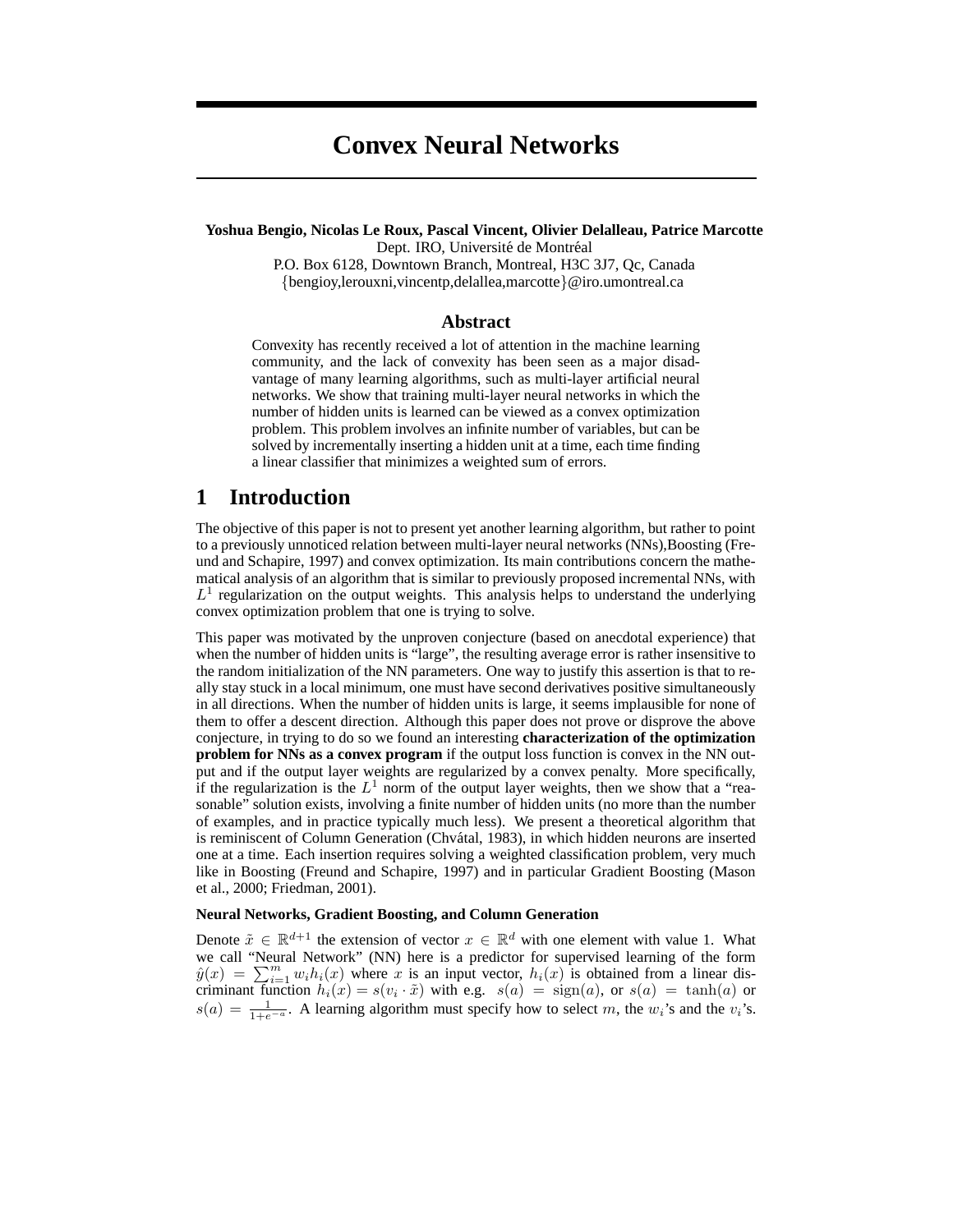# Convex Neural Networks

**Yoshua Bengio, Nicolas Le Roux, Pascal Vincent, Olivier Delalleau, Patrice Marcotte**
Dept. IRO, Université de Montréal
P.O. Box 6128, Downtown Branch, Montreal, H3C 3J7, Qc, Canada
{bengioy,lerouxni,vincentp,delallea,marcotte}@iro.umontreal.ca

## Abstract

Convexity has recently received a lot of attention in the machine learning community, and the lack of convexity has been seen as a major disadvantage of many learning algorithms, such as multi-layer artificial neural networks. We show that training multi-layer neural networks in which the number of hidden units is learned can be viewed as a convex optimization problem. This problem involves an infinite number of variables, but can be solved by incrementally inserting a hidden unit at a time, each time finding a linear classifier that minimizes a weighted sum of errors.

## 1 Introduction

The objective of this paper is not to present yet another learning algorithm, but rather to point to a previously unnoticed relation between multi-layer neural networks (NNs),Boosting (Freund and Schapire, 1997) and convex optimization. Its main contributions concern the mathematical analysis of an algorithm that is similar to previously proposed incremental NNs, with $L^1$ regularization on the output weights. This analysis helps to understand the underlying convex optimization problem that one is trying to solve.

This paper was motivated by the unproven conjecture (based on anecdotal experience) that when the number of hidden units is "large", the resulting average error is rather insensitive to the random initialization of the NN parameters. One way to justify this assertion is that to really stay stuck in a local minimum, one must have second derivatives positive simultaneously in all directions. When the number of hidden units is large, it seems implausible for none of them to offer a descent direction. Although this paper does not prove or disprove the above conjecture, in trying to do so we found an interesting **characterization of the optimization problem for NNs as a convex program** if the output loss function is convex in the NN output and if the output layer weights are regularized by a convex penalty. More specifically, if the regularization is the $L^1$ norm of the output layer weights, then we show that a "reasonable" solution exists, involving a finite number of hidden units (no more than the number of examples, and in practice typically much less). We present a theoretical algorithm that is reminiscent of Column Generation (Chvátal, 1983), in which hidden neurons are inserted one at a time. Each insertion requires solving a weighted classification problem, very much like in Boosting (Freund and Schapire, 1997) and in particular Gradient Boosting (Mason et al., 2000; Friedman, 2001).

**Neural Networks, Gradient Boosting, and Column Generation**

Denote $\tilde{x} \in \mathbb{R}^{d+1}$ the extension of vector $x \in \mathbb{R}^d$ with one element with value 1. What we call "Neural Network" (NN) here is a predictor for supervised learning of the form $\hat{y}(x) = \sum_{i=1}^{m} w_i h_i(x)$ where $x$ is an input vector, $h_i(x)$ is obtained from a linear discriminant function $h_i(x) = s(v_i \cdot \tilde{x})$ with e.g. $s(a) = \text{sign}(a)$, or $s(a) = \tanh(a)$ or $s(a) = \frac{1}{1+e^{-a}}$. A learning algorithm must specify how to select $m$, the $w_i$'s and the $v_i$'s.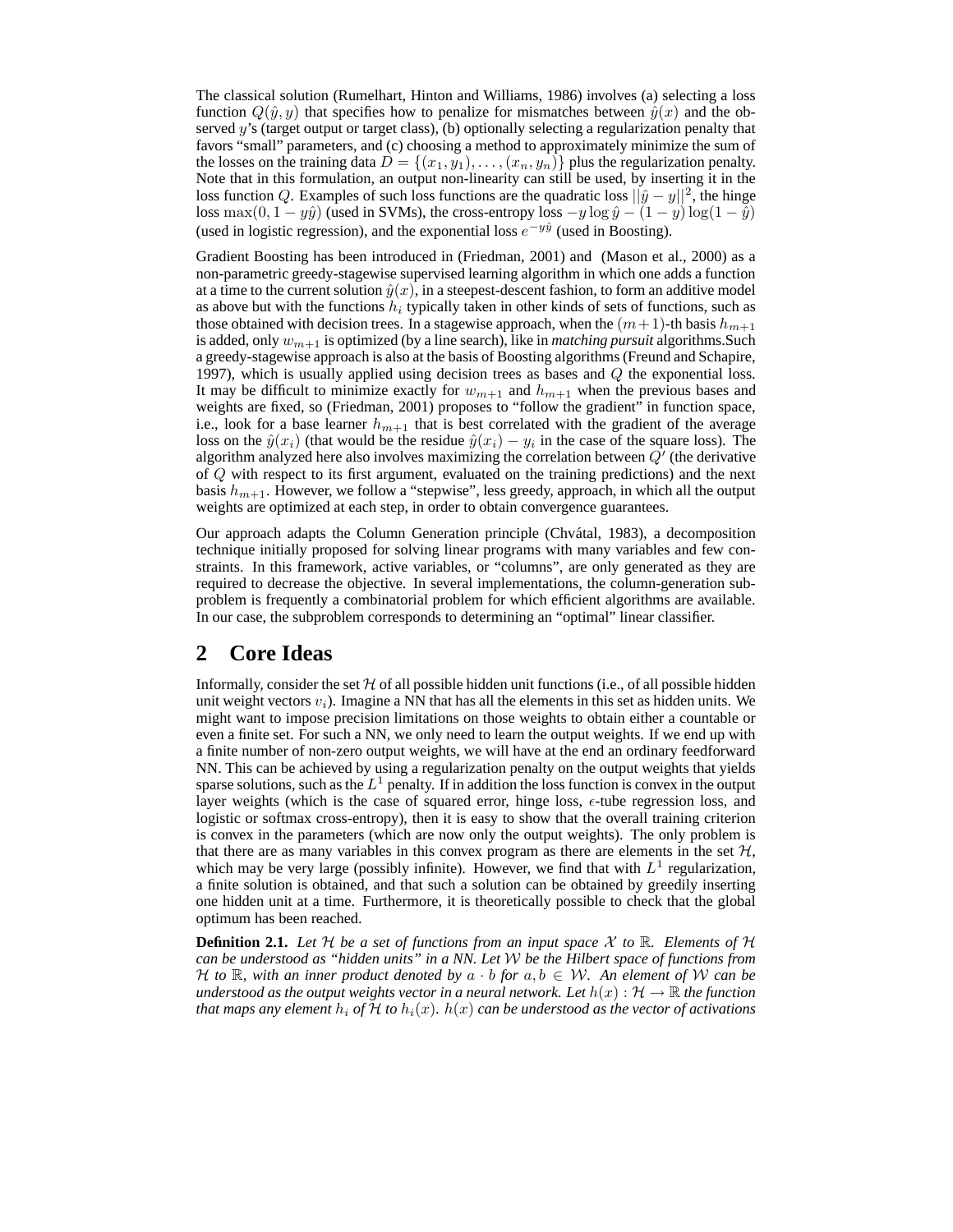The classical solution (Rumelhart, Hinton and Williams, 1986) involves (a) selecting a loss function $Q(\hat{y}, y)$ that specifies how to penalize for mismatches between $\hat{y}(x)$ and the observed $y$'s (target output or target class), (b) optionally selecting a regularization penalty that favors "small" parameters, and (c) choosing a method to approximately minimize the sum of the losses on the training data $D = \{(x_1, y_1), \ldots, (x_n, y_n)\}$ plus the regularization penalty. Note that in this formulation, an output non-linearity can still be used, by inserting it in the loss function $Q$. Examples of such loss functions are the quadratic loss $||\hat{y} - y||^2$, the hinge loss $\max(0, 1 - y\hat{y})$ (used in SVMs), the cross-entropy loss $-y \log \hat{y} - (1 - y) \log(1 - \hat{y})$ (used in logistic regression), and the exponential loss $e^{-y\hat{y}}$ (used in Boosting).

Gradient Boosting has been introduced in (Friedman, 2001) and (Mason et al., 2000) as a non-parametric greedy-stagewise supervised learning algorithm in which one adds a function at a time to the current solution $\hat{y}(x)$, in a steepest-descent fashion, to form an additive model as above but with the functions $h_i$ typically taken in other kinds of sets of functions, such as those obtained with decision trees. In a stagewise approach, when the $(m+1)$-th basis $h_{m+1}$ is added, only $w_{m+1}$ is optimized (by a line search), like in *matching pursuit* algorithms.Such a greedy-stagewise approach is also at the basis of Boosting algorithms (Freund and Schapire, 1997), which is usually applied using decision trees as bases and $Q$ the exponential loss. It may be difficult to minimize exactly for $w_{m+1}$ and $h_{m+1}$ when the previous bases and weights are fixed, so (Friedman, 2001) proposes to "follow the gradient" in function space, i.e., look for a base learner $h_{m+1}$ that is best correlated with the gradient of the average loss on the $\hat{y}(x_i)$ (that would be the residue $\hat{y}(x_i) - y_i$ in the case of the square loss). The algorithm analyzed here also involves maximizing the correlation between $Q'$ (the derivative of $Q$ with respect to its first argument, evaluated on the training predictions) and the next basis $h_{m+1}$. However, we follow a "stepwise", less greedy, approach, in which all the output weights are optimized at each step, in order to obtain convergence guarantees.

Our approach adapts the Column Generation principle (Chvátal, 1983), a decomposition technique initially proposed for solving linear programs with many variables and few constraints. In this framework, active variables, or "columns", are only generated as they are required to decrease the objective. In several implementations, the column-generation subproblem is frequently a combinatorial problem for which efficient algorithms are available. In our case, the subproblem corresponds to determining an "optimal" linear classifier.

## 2 Core Ideas

Informally, consider the set $\mathcal{H}$ of all possible hidden unit functions (i.e., of all possible hidden unit weight vectors $v_i$). Imagine a NN that has all the elements in this set as hidden units. We might want to impose precision limitations on those weights to obtain either a countable or even a finite set. For such a NN, we only need to learn the output weights. If we end up with a finite number of non-zero output weights, we will have at the end an ordinary feedforward NN. This can be achieved by using a regularization penalty on the output weights that yields sparse solutions, such as the $L^1$ penalty. If in addition the loss function is convex in the output layer weights (which is the case of squared error, hinge loss, $\epsilon$-tube regression loss, and logistic or softmax cross-entropy), then it is easy to show that the overall training criterion is convex in the parameters (which are now only the output weights). The only problem is that there are as many variables in this convex program as there are elements in the set $\mathcal{H}$, which may be very large (possibly infinite). However, we find that with $L^1$ regularization, a finite solution is obtained, and that such a solution can be obtained by greedily inserting one hidden unit at a time. Furthermore, it is theoretically possible to check that the global optimum has been reached.

**Definition 2.1.** *Let $\mathcal{H}$ be a set of functions from an input space $\mathcal{X}$ to $\mathbb{R}$. Elements of $\mathcal{H}$ can be understood as "hidden units" in a NN. Let $\mathcal{W}$ be the Hilbert space of functions from $\mathcal{H}$ to $\mathbb{R}$, with an inner product denoted by $a \cdot b$ for $a, b \in \mathcal{W}$. An element of $\mathcal{W}$ can be understood as the output weights vector in a neural network. Let $h(x) : \mathcal{H} \to \mathbb{R}$ the function that maps any element $h_i$ of $\mathcal{H}$ to $h_i(x)$. $h(x)$ can be understood as the vector of activations*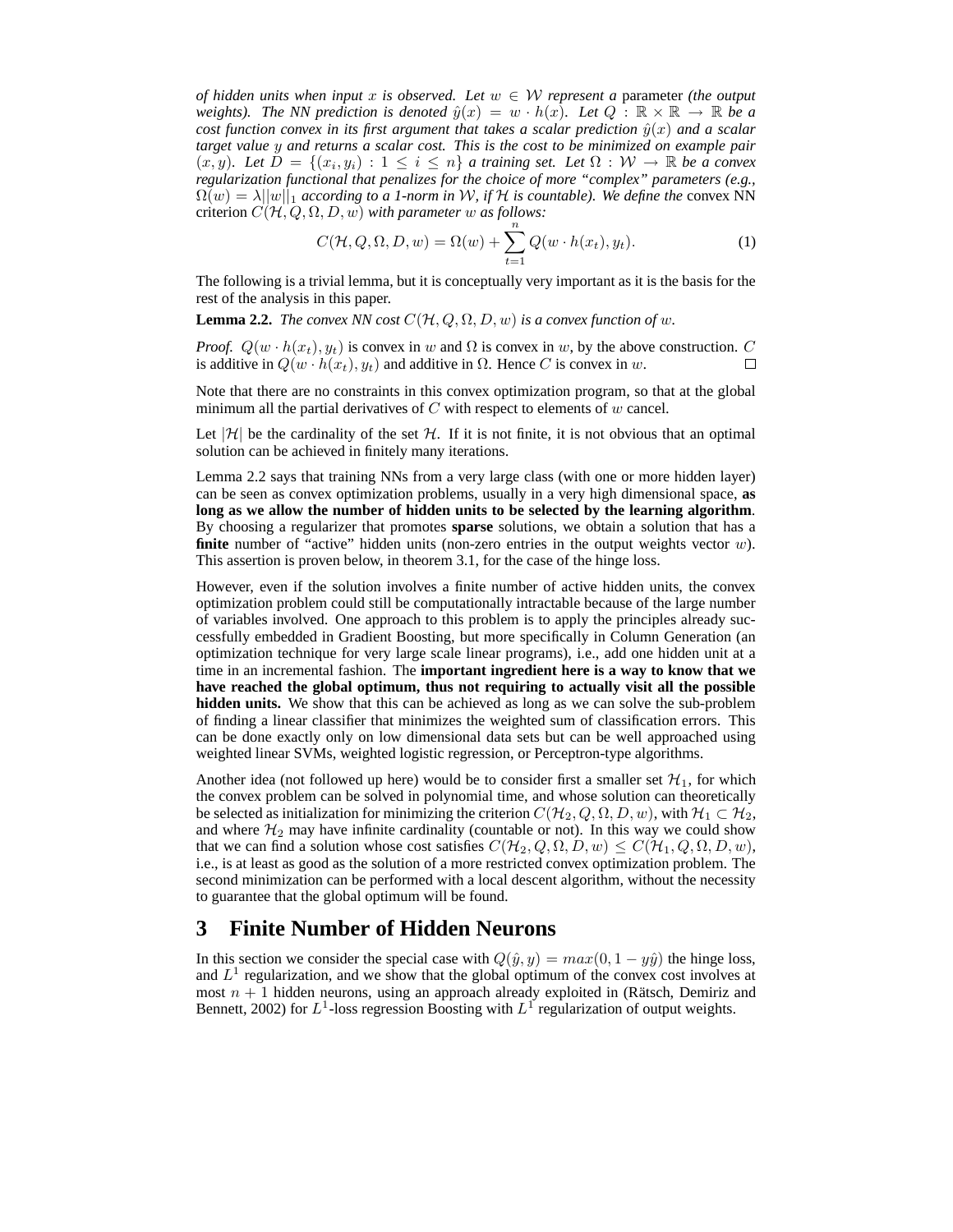*of hidden units when input $x$ is observed. Let $w \in \mathcal{W}$ represent a* parameter *(the output weights). The NN prediction is denoted $\hat{y}(x) = w \cdot h(x)$. Let $Q : \mathbb{R} \times \mathbb{R} \to \mathbb{R}$ be a cost function convex in its first argument that takes a scalar prediction $\hat{y}(x)$ and a scalar target value $y$ and returns a scalar cost. This is the cost to be minimized on example pair $(x, y)$. Let $D = \{(x_i, y_i) : 1 \leq i \leq n\}$ a training set. Let $\Omega : \mathcal{W} \to \mathbb{R}$ be a convex regularization functional that penalizes for the choice of more "complex" parameters (e.g., $\Omega(w) = \lambda ||w||_1$ according to a 1-norm in $\mathcal{W}$, if $\mathcal{H}$ is countable). We define the* convex NN criterion *$C(\mathcal{H}, Q, \Omega, D, w)$ with parameter $w$ as follows:*

$$C(\mathcal{H}, Q, \Omega, D, w) = \Omega(w) + \sum_{t=1}^{n} Q(w \cdot h(x_t), y_t). \tag{1}$$

The following is a trivial lemma, but it is conceptually very important as it is the basis for the rest of the analysis in this paper.

**Lemma 2.2.** *The convex NN cost $C(\mathcal{H}, Q, \Omega, D, w)$ is a convex function of $w$.*

*Proof.* $Q(w \cdot h(x_t), y_t)$ is convex in $w$ and $\Omega$ is convex in $w$, by the above construction. $C$ is additive in $Q(w \cdot h(x_t), y_t)$ and additive in $\Omega$. Hence $C$ is convex in $w$. □

Note that there are no constraints in this convex optimization program, so that at the global minimum all the partial derivatives of $C$ with respect to elements of $w$ cancel.

Let $|\mathcal{H}|$ be the cardinality of the set $\mathcal{H}$. If it is not finite, it is not obvious that an optimal solution can be achieved in finitely many iterations.

Lemma 2.2 says that training NNs from a very large class (with one or more hidden layer) can be seen as convex optimization problems, usually in a very high dimensional space, **as long as we allow the number of hidden units to be selected by the learning algorithm**. By choosing a regularizer that promotes **sparse** solutions, we obtain a solution that has a **finite** number of "active" hidden units (non-zero entries in the output weights vector $w$). This assertion is proven below, in theorem 3.1, for the case of the hinge loss.

However, even if the solution involves a finite number of active hidden units, the convex optimization problem could still be computationally intractable because of the large number of variables involved. One approach to this problem is to apply the principles already successfully embedded in Gradient Boosting, but more specifically in Column Generation (an optimization technique for very large scale linear programs), i.e., add one hidden unit at a time in an incremental fashion. The **important ingredient here is a way to know that we have reached the global optimum, thus not requiring to actually visit all the possible hidden units.** We show that this can be achieved as long as we can solve the sub-problem of finding a linear classifier that minimizes the weighted sum of classification errors. This can be done exactly only on low dimensional data sets but can be well approached using weighted linear SVMs, weighted logistic regression, or Perceptron-type algorithms.

Another idea (not followed up here) would be to consider first a smaller set $\mathcal{H}_1$, for which the convex problem can be solved in polynomial time, and whose solution can theoretically be selected as initialization for minimizing the criterion $C(\mathcal{H}_2, Q, \Omega, D, w)$, with $\mathcal{H}_1 \subset \mathcal{H}_2$, and where $\mathcal{H}_2$ may have infinite cardinality (countable or not). In this way we could show that we can find a solution whose cost satisfies $C(\mathcal{H}_2, Q, \Omega, D, w) \leq C(\mathcal{H}_1, Q, \Omega, D, w)$, i.e., is at least as good as the solution of a more restricted convex optimization problem. The second minimization can be performed with a local descent algorithm, without the necessity to guarantee that the global optimum will be found.

# 3 Finite Number of Hidden Neurons

In this section we consider the special case with $Q(\hat{y}, y) = max(0, 1 - y\hat{y})$ the hinge loss, and $L^1$ regularization, and we show that the global optimum of the convex cost involves at most $n + 1$ hidden neurons, using an approach already exploited in (Rätsch, Demiriz and Bennett, 2002) for $L^1$-loss regression Boosting with $L^1$ regularization of output weights.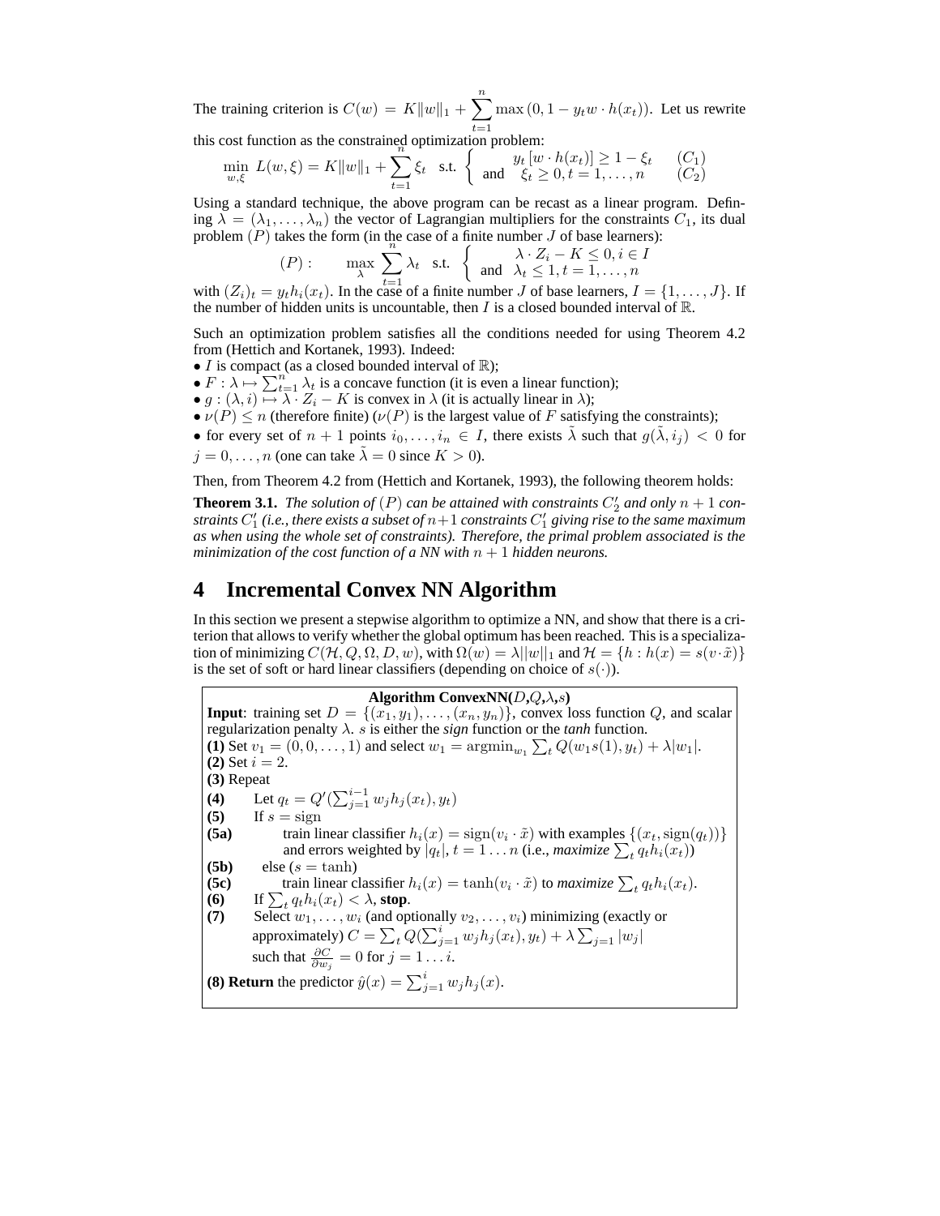The training criterion is $C(w) = K\|w\|_1 + \sum_{t=1}^{n} \max(0, 1 - y_t w \cdot h(x_t))$. Let us rewrite this cost function as the constrained optimization problem:

$$\min_{w,\xi} L(w,\xi) = K\|w\|_1 + \sum_{t=1}^{n} \xi_t \quad \text{s.t.} \quad \begin{cases} y_t [w \cdot h(x_t)] \geq 1 - \xi_t & (C_1) \\ \text{and} \quad \xi_t \geq 0, t = 1, \ldots, n & (C_2) \end{cases}$$

Using a standard technique, the above program can be recast as a linear program. Defining $\lambda = (\lambda_1, \ldots, \lambda_n)$ the vector of Lagrangian multipliers for the constraints $C_1$, its dual problem $(P)$ takes the form (in the case of a finite number $J$ of base learners):

$$(P): \qquad \max_{\lambda} \sum_{t=1}^{n} \lambda_t \quad \text{s.t.} \quad \begin{cases} \lambda \cdot Z_i - K \leq 0, i \in I \\ \text{and} \quad \lambda_t \leq 1, t = 1, \ldots, n \end{cases}$$

with $(Z_i)_t = y_t h_i(x_t)$. In the case of a finite number $J$ of base learners, $I = \{1, \ldots, J\}$. If the number of hidden units is uncountable, then $I$ is a closed bounded interval of $\mathbb{R}$.

Such an optimization problem satisfies all the conditions needed for using Theorem 4.2 from (Hettich and Kortanek, 1993). Indeed:

- $I$ is compact (as a closed bounded interval of $\mathbb{R}$);
- $F : \lambda \mapsto \sum_{t=1}^{n} \lambda_t$ is a concave function (it is even a linear function);
- $g : (\lambda, i) \mapsto \lambda \cdot Z_i - K$ is convex in $\lambda$ (it is actually linear in $\lambda$);
- $\nu(P) \leq n$ (therefore finite) ($\nu(P)$ is the largest value of $F$ satisfying the constraints);
- for every set of $n+1$ points $i_0, \ldots, i_n \in I$, there exists $\tilde{\lambda}$ such that $g(\tilde{\lambda}, i_j) < 0$ for $j = 0, \ldots, n$ (one can take $\tilde{\lambda} = 0$ since $K > 0$).

Then, from Theorem 4.2 from (Hettich and Kortanek, 1993), the following theorem holds:

**Theorem 3.1.** *The solution of $(P)$ can be attained with constraints $C_2'$ and only $n+1$ constraints $C_1'$ (i.e., there exists a subset of $n+1$ constraints $C_1'$ giving rise to the same maximum as when using the whole set of constraints). Therefore, the primal problem associated is the minimization of the cost function of a NN with $n+1$ hidden neurons.*

# 4 Incremental Convex NN Algorithm

In this section we present a stepwise algorithm to optimize a NN, and show that there is a criterion that allows to verify whether the global optimum has been reached. This is a specialization of minimizing $C(\mathcal{H}, Q, \Omega, D, w)$, with $\Omega(w) = \lambda ||w||_1$ and $\mathcal{H} = \{h : h(x) = s(v \cdot \tilde{x})\}$ is the set of soft or hard linear classifiers (depending on choice of $s(\cdot)$).

**Algorithm ConvexNN($D$,$Q$,$\lambda$,$s$)**

**Input**: training set $D = \{(x_1, y_1), \ldots, (x_n, y_n)\}$, convex loss function $Q$, and scalar regularization penalty $\lambda$. $s$ is either the *sign* function or the *tanh* function.

**(1)** Set $v_1 = (0, 0, \ldots, 1)$ and select $w_1 = \text{argmin}_{w_1} \sum_t Q(w_1 s(1), y_t) + \lambda |w_1|$.

**(2)** Set $i = 2$.

**(3)** Repeat

**(4)** Let $q_t = Q'(\sum_{j=1}^{i-1} w_j h_j(x_t), y_t)$

**(5)** If $s = \text{sign}$

**(5a)** train linear classifier $h_i(x) = \text{sign}(v_i \cdot \tilde{x})$ with examples $\{(x_t, \text{sign}(q_t))\}$ and errors weighted by $|q_t|$, $t = 1 \ldots n$ (i.e., *maximize* $\sum_t q_t h_i(x_t)$)

**(5b)** else ($s = \tanh$)

**(5c)** train linear classifier $h_i(x) = \tanh(v_i \cdot \tilde{x})$ to *maximize* $\sum_t q_t h_i(x_t)$.

**(6)** If $\sum_t q_t h_i(x_t) < \lambda$, **stop**.

**(7)** Select $w_1, \ldots, w_i$ (and optionally $v_2, \ldots, v_i$) minimizing (exactly or approximately) $C = \sum_t Q(\sum_{j=1}^{i} w_j h_j(x_t), y_t) + \lambda \sum_{j=1} |w_j|$ such that $\frac{\partial C}{\partial w_j} = 0$ for $j = 1 \ldots i$.

**(8) Return** the predictor $\hat{y}(x) = \sum_{j=1}^{i} w_j h_j(x)$.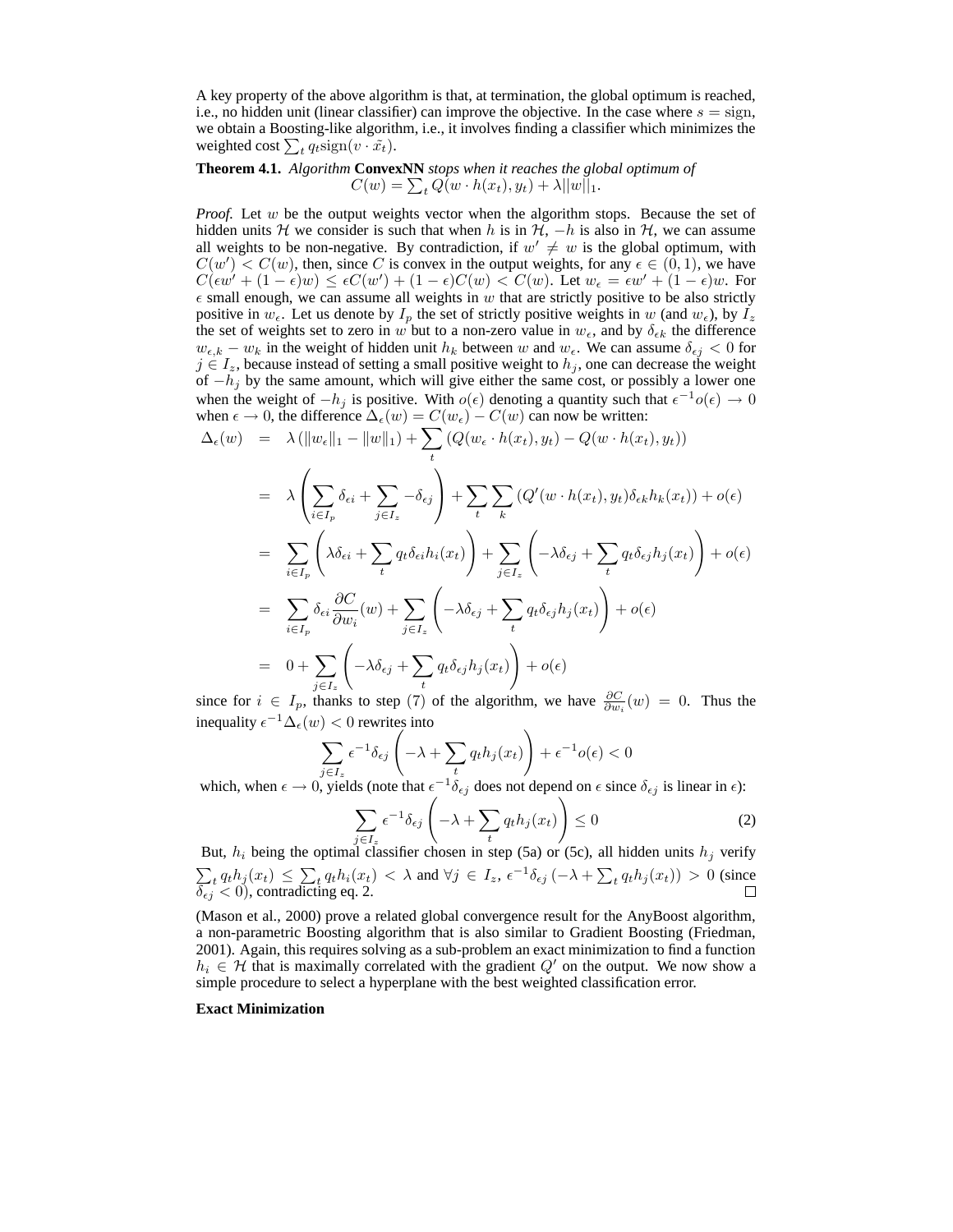A key property of the above algorithm is that, at termination, the global optimum is reached, i.e., no hidden unit (linear classifier) can improve the objective. In the case where $s = \text{sign}$, we obtain a Boosting-like algorithm, i.e., it involves finding a classifier which minimizes the weighted cost $\sum_t q_t \text{sign}(v \cdot \tilde{x}_t)$.

**Theorem 4.1.** *Algorithm* **ConvexNN** *stops when it reaches the global optimum of*

$$C(w) = \sum_t Q(w \cdot h(x_t), y_t) + \lambda ||w||_1.$$

*Proof.* Let $w$ be the output weights vector when the algorithm stops. Because the set of hidden units $\mathcal{H}$ we consider is such that when $h$ is in $\mathcal{H}$, $-h$ is also in $\mathcal{H}$, we can assume all weights to be non-negative. By contradiction, if $w' \neq w$ is the global optimum, with $C(w') < C(w)$, then, since $C$ is convex in the output weights, for any $\epsilon \in (0, 1)$, we have $C(\epsilon w' + (1-\epsilon)w) \leq \epsilon C(w') + (1-\epsilon)C(w) < C(w)$. Let $w_\epsilon = \epsilon w' + (1-\epsilon)w$. For $\epsilon$ small enough, we can assume all weights in $w$ that are strictly positive to be also strictly positive in $w_\epsilon$. Let us denote by $I_p$ the set of strictly positive weights in $w$ (and $w_\epsilon$), by $I_z$ the set of weights set to zero in $w$ but to a non-zero value in $w_\epsilon$, and by $\delta_{\epsilon k}$ the difference $w_{\epsilon,k} - w_k$ in the weight of hidden unit $h_k$ between $w$ and $w_\epsilon$. We can assume $\delta_{\epsilon j} < 0$ for $j \in I_z$, because instead of setting a small positive weight to $h_j$, one can decrease the weight of $-h_j$ by the same amount, which will give either the same cost, or possibly a lower one when the weight of $-h_j$ is positive. With $o(\epsilon)$ denoting a quantity such that $\epsilon^{-1}o(\epsilon) \to 0$ when $\epsilon \to 0$, the difference $\Delta_\epsilon(w) = C(w_\epsilon) - C(w)$ can now be written:

$$
\begin{aligned}
\Delta_\epsilon(w) &= \lambda \left(\|w_\epsilon\|_1 - \|w\|_1\right) + \sum_t \left(Q(w_\epsilon \cdot h(x_t), y_t) - Q(w \cdot h(x_t), y_t)\right) \\
&= \lambda \left( \sum_{i \in I_p} \delta_{\epsilon i} + \sum_{j \in I_z} -\delta_{\epsilon j} \right) + \sum_t \sum_k \left(Q'(w \cdot h(x_t), y_t)\delta_{\epsilon k} h_k(x_t)\right) + o(\epsilon) \\
&= \sum_{i \in I_p} \left( \lambda \delta_{\epsilon i} + \sum_t q_t \delta_{\epsilon i} h_i(x_t) \right) + \sum_{j \in I_z} \left( -\lambda \delta_{\epsilon j} + \sum_t q_t \delta_{\epsilon j} h_j(x_t) \right) + o(\epsilon) \\
&= \sum_{i \in I_p} \delta_{\epsilon i} \frac{\partial C}{\partial w_i}(w) + \sum_{j \in I_z} \left( -\lambda \delta_{\epsilon j} + \sum_t q_t \delta_{\epsilon j} h_j(x_t) \right) + o(\epsilon) \\
&= 0 + \sum_{j \in I_z} \left( -\lambda \delta_{\epsilon j} + \sum_t q_t \delta_{\epsilon j} h_j(x_t) \right) + o(\epsilon)
\end{aligned}
$$

since for $i \in I_p$, thanks to step (7) of the algorithm, we have $\frac{\partial C}{\partial w_i}(w) = 0$. Thus the inequality $\epsilon^{-1}\Delta_\epsilon(w) < 0$ rewrites into

$$\sum_{j \in I_z} \epsilon^{-1} \delta_{\epsilon j} \left( -\lambda + \sum_t q_t h_j(x_t) \right) + \epsilon^{-1} o(\epsilon) < 0$$

which, when $\epsilon \to 0$, yields (note that $\epsilon^{-1}\delta_{\epsilon j}$ does not depend on $\epsilon$ since $\delta_{\epsilon j}$ is linear in $\epsilon$):

$$\sum_{j \in I_z} \epsilon^{-1} \delta_{\epsilon j} \left( -\lambda + \sum_t q_t h_j(x_t) \right) \leq 0 \tag{2}$$

But, $h_i$ being the optimal classifier chosen in step (5a) or (5c), all hidden units $h_j$ verify $\sum_t q_t h_j(x_t) \leq \sum_t q_t h_i(x_t) < \lambda$ and $\forall j \in I_z$, $\epsilon^{-1}\delta_{\epsilon j} \left(-\lambda + \sum_t q_t h_j(x_t)\right) > 0$ (since $\delta_{\epsilon j} < 0$), contradicting eq. 2. □

(Mason et al., 2000) prove a related global convergence result for the AnyBoost algorithm, a non-parametric Boosting algorithm that is also similar to Gradient Boosting (Friedman, 2001). Again, this requires solving as a sub-problem an exact minimization to find a function $h_i \in \mathcal{H}$ that is maximally correlated with the gradient $Q'$ on the output. We now show a simple procedure to select a hyperplane with the best weighted classification error.

**Exact Minimization**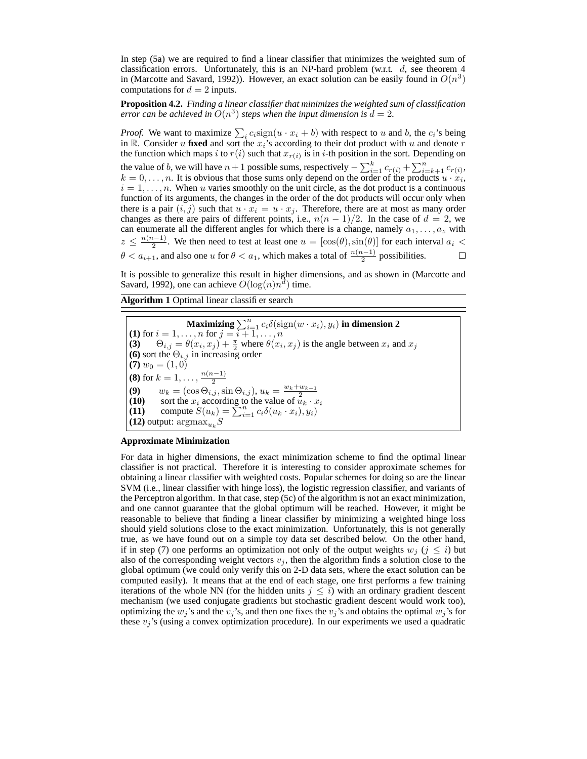In step (5a) we are required to find a linear classifier that minimizes the weighted sum of classification errors. Unfortunately, this is an NP-hard problem (w.r.t. $d$, see theorem 4 in (Marcotte and Savard, 1992)). However, an exact solution can be easily found in $O(n^3)$ computations for $d = 2$ inputs.

**Proposition 4.2.** *Finding a linear classifier that minimizes the weighted sum of classification error can be achieved in $O(n^3)$ steps when the input dimension is $d = 2$.*

*Proof.* We want to maximize $\sum_i c_i \text{sign}(u \cdot x_i + b)$ with respect to $u$ and $b$, the $c_i$'s being in $\mathbb{R}$. Consider $u$ **fixed** and sort the $x_i$'s according to their dot product with $u$ and denote $r$ the function which maps $i$ to $r(i)$ such that $x_{r(i)}$ is in $i$-th position in the sort. Depending on the value of $b$, we will have $n+1$ possible sums, respectively $-\sum_{i=1}^{k} c_{r(i)} + \sum_{i=k+1}^{n} c_{r(i)}$, $k = 0, \ldots, n$. It is obvious that those sums only depend on the order of the products $u \cdot x_i$, $i = 1, \ldots, n$. When $u$ varies smoothly on the unit circle, as the dot product is a continuous function of its arguments, the changes in the order of the dot products will occur only when there is a pair $(i, j)$ such that $u \cdot x_i = u \cdot x_j$. Therefore, there are at most as many order changes as there are pairs of different points, i.e., $n(n-1)/2$. In the case of $d = 2$, we can enumerate all the different angles for which there is a change, namely $a_1, \ldots, a_z$ with $z \leq \frac{n(n-1)}{2}$. We then need to test at least one $u = [\cos(\theta), \sin(\theta)]$ for each interval $a_i < \theta < a_{i+1}$, and also one $u$ for $\theta < a_1$, which makes a total of $\frac{n(n-1)}{2}$ possibilities. ◻

It is possible to generalize this result in higher dimensions, and as shown in (Marcotte and Savard, 1992), one can achieve $O(\log(n)n^d)$ time.

**Algorithm 1** Optimal linear classifier search

**Maximizing $\sum_{i=1}^{n} c_i \delta(\text{sign}(w \cdot x_i), y_i)$ in dimension 2**

**(1)** for $i = 1, \ldots, n$ for $j = i+1, \ldots, n$
**(3)** $\quad \Theta_{i,j} = \theta(x_i, x_j) + \frac{\pi}{2}$ where $\theta(x_i, x_j)$ is the angle between $x_i$ and $x_j$
**(6)** sort the $\Theta_{i,j}$ in increasing order
**(7)** $w_0 = (1, 0)$
**(8)** for $k = 1, \ldots, \frac{n(n-1)}{2}$
**(9)** $\quad w_k = (\cos \Theta_{i,j}, \sin \Theta_{i,j})$, $u_k = \frac{w_k + w_{k-1}}{2}$
**(10)** $\quad$ sort the $x_i$ according to the value of $u_k \cdot x_i$
**(11)** $\quad$ compute $S(u_k) = \sum_{i=1}^{n} c_i \delta(u_k \cdot x_i), y_i)$
**(12)** output: $\text{argmax}_{u_k} S$

**Approximate Minimization**

For data in higher dimensions, the exact minimization scheme to find the optimal linear classifier is not practical. Therefore it is interesting to consider approximate schemes for obtaining a linear classifier with weighted costs. Popular schemes for doing so are the linear SVM (i.e., linear classifier with hinge loss), the logistic regression classifier, and variants of the Perceptron algorithm. In that case, step (5c) of the algorithm is not an exact minimization, and one cannot guarantee that the global optimum will be reached. However, it might be reasonable to believe that finding a linear classifier by minimizing a weighted hinge loss should yield solutions close to the exact minimization. Unfortunately, this is not generally true, as we have found out on a simple toy data set described below. On the other hand, if in step (7) one performs an optimization not only of the output weights $w_j$ ($j \leq i$) but also of the corresponding weight vectors $v_j$, then the algorithm finds a solution close to the global optimum (we could only verify this on 2-D data sets, where the exact solution can be computed easily). It means that at the end of each stage, one first performs a few training iterations of the whole NN (for the hidden units $j \leq i$) with an ordinary gradient descent mechanism (we used conjugate gradients but stochastic gradient descent would work too), optimizing the $w_j$'s and the $v_j$'s, and then one fixes the $v_j$'s and obtains the optimal $w_j$'s for these $v_j$'s (using a convex optimization procedure). In our experiments we used a quadratic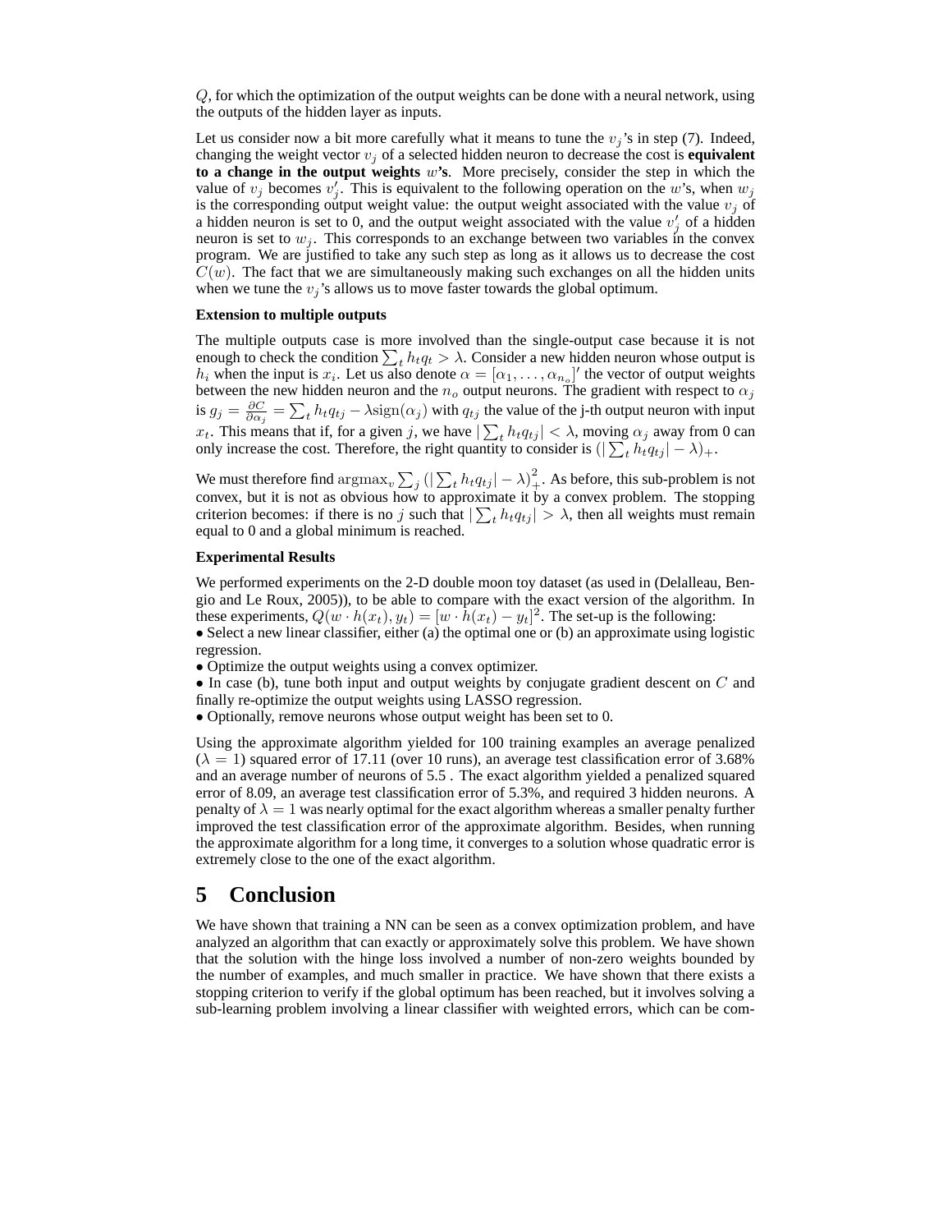$Q$, for which the optimization of the output weights can be done with a neural network, using the outputs of the hidden layer as inputs.

Let us consider now a bit more carefully what it means to tune the $v_j$'s in step (7). Indeed, changing the weight vector $v_j$ of a selected hidden neuron to decrease the cost is **equivalent to a change in the output weights** $w$**'s**. More precisely, consider the step in which the value of $v_j$ becomes $v'_j$. This is equivalent to the following operation on the $w$'s, when $w_j$ is the corresponding output weight value: the output weight associated with the value $v_j$ of a hidden neuron is set to 0, and the output weight associated with the value $v'_j$ of a hidden neuron is set to $w_j$. This corresponds to an exchange between two variables in the convex program. We are justified to take any such step as long as it allows us to decrease the cost $C(w)$. The fact that we are simultaneously making such exchanges on all the hidden units when we tune the $v_j$'s allows us to move faster towards the global optimum.

**Extension to multiple outputs**

The multiple outputs case is more involved than the single-output case because it is not enough to check the condition $\sum_t h_t q_t > \lambda$. Consider a new hidden neuron whose output is $h_i$ when the input is $x_i$. Let us also denote $\alpha = [\alpha_1, \ldots, \alpha_{n_o}]'$ the vector of output weights between the new hidden neuron and the $n_o$ output neurons. The gradient with respect to $\alpha_j$ is $g_j = \frac{\partial C}{\partial \alpha_j} = \sum_t h_t q_{tj} - \lambda \text{sign}(\alpha_j)$ with $q_{tj}$ the value of the j-th output neuron with input $x_t$. This means that if, for a given $j$, we have $|\sum_t h_t q_{tj}| < \lambda$, moving $\alpha_j$ away from 0 can only increase the cost. Therefore, the right quantity to consider is $(|\sum_t h_t q_{tj}| - \lambda)_+$.

We must therefore find $\text{argmax}_v \sum_j (|\sum_t h_t q_{tj}| - \lambda)_+^2$. As before, this sub-problem is not convex, but it is not as obvious how to approximate it by a convex problem. The stopping criterion becomes: if there is no $j$ such that $|\sum_t h_t q_{tj}| > \lambda$, then all weights must remain equal to 0 and a global minimum is reached.

**Experimental Results**

We performed experiments on the 2-D double moon toy dataset (as used in (Delalleau, Bengio and Le Roux, 2005)), to be able to compare with the exact version of the algorithm. In these experiments, $Q(w \cdot h(x_t), y_t) = [w \cdot h(x_t) - y_t]^2$. The set-up is the following:

- Select a new linear classifier, either (a) the optimal one or (b) an approximate using logistic regression.
- Optimize the output weights using a convex optimizer.
- In case (b), tune both input and output weights by conjugate gradient descent on $C$ and finally re-optimize the output weights using LASSO regression.
- Optionally, remove neurons whose output weight has been set to 0.

Using the approximate algorithm yielded for 100 training examples an average penalized ($\lambda = 1$) squared error of 17.11 (over 10 runs), an average test classification error of 3.68% and an average number of neurons of 5.5 . The exact algorithm yielded a penalized squared error of 8.09, an average test classification error of 5.3%, and required 3 hidden neurons. A penalty of $\lambda = 1$ was nearly optimal for the exact algorithm whereas a smaller penalty further improved the test classification error of the approximate algorithm. Besides, when running the approximate algorithm for a long time, it converges to a solution whose quadratic error is extremely close to the one of the exact algorithm.

# 5 Conclusion

We have shown that training a NN can be seen as a convex optimization problem, and have analyzed an algorithm that can exactly or approximately solve this problem. We have shown that the solution with the hinge loss involved a number of non-zero weights bounded by the number of examples, and much smaller in practice. We have shown that there exists a stopping criterion to verify if the global optimum has been reached, but it involves solving a sub-learning problem involving a linear classifier with weighted errors, which can be com-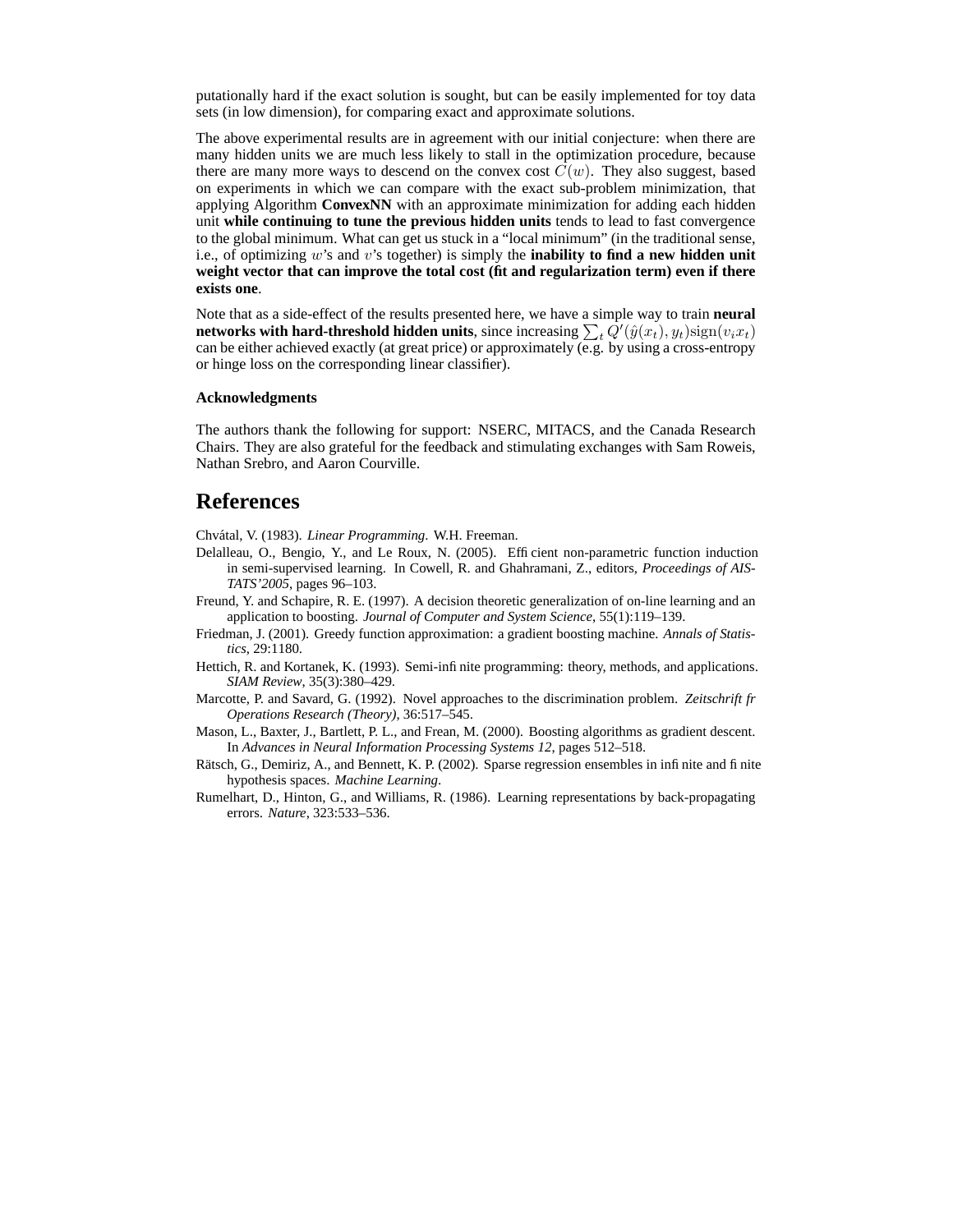putationally hard if the exact solution is sought, but can be easily implemented for toy data sets (in low dimension), for comparing exact and approximate solutions.

The above experimental results are in agreement with our initial conjecture: when there are many hidden units we are much less likely to stall in the optimization procedure, because there are many more ways to descend on the convex cost $C(w)$. They also suggest, based on experiments in which we can compare with the exact sub-problem minimization, that applying Algorithm **ConvexNN** with an approximate minimization for adding each hidden unit **while continuing to tune the previous hidden units** tends to lead to fast convergence to the global minimum. What can get us stuck in a "local minimum" (in the traditional sense, i.e., of optimizing $w$'s and $v$'s together) is simply the **inability to find a new hidden unit weight vector that can improve the total cost (fit and regularization term) even if there exists one**.

Note that as a side-effect of the results presented here, we have a simple way to train **neural networks with hard-threshold hidden units**, since increasing $\sum_t Q'(\hat{y}(x_t), y_t)\mathrm{sign}(v_i x_t)$ can be either achieved exactly (at great price) or approximately (e.g. by using a cross-entropy or hinge loss on the corresponding linear classifier).

#### Acknowledgments

The authors thank the following for support: NSERC, MITACS, and the Canada Research Chairs. They are also grateful for the feedback and stimulating exchanges with Sam Roweis, Nathan Srebro, and Aaron Courville.

## References

Chvátal, V. (1983). *Linear Programming*. W.H. Freeman.

Delalleau, O., Bengio, Y., and Le Roux, N. (2005). Efficient non-parametric function induction in semi-supervised learning. In Cowell, R. and Ghahramani, Z., editors, *Proceedings of AISTATS'2005*, pages 96–103.

Freund, Y. and Schapire, R. E. (1997). A decision theoretic generalization of on-line learning and an application to boosting. *Journal of Computer and System Science*, 55(1):119–139.

Friedman, J. (2001). Greedy function approximation: a gradient boosting machine. *Annals of Statistics*, 29:1180.

Hettich, R. and Kortanek, K. (1993). Semi-infinite programming: theory, methods, and applications. *SIAM Review*, 35(3):380–429.

Marcotte, P. and Savard, G. (1992). Novel approaches to the discrimination problem. *Zeitschrift fr Operations Research (Theory)*, 36:517–545.

Mason, L., Baxter, J., Bartlett, P. L., and Frean, M. (2000). Boosting algorithms as gradient descent. In *Advances in Neural Information Processing Systems 12*, pages 512–518.

Rätsch, G., Demiriz, A., and Bennett, K. P. (2002). Sparse regression ensembles in infinite and finite hypothesis spaces. *Machine Learning*.

Rumelhart, D., Hinton, G., and Williams, R. (1986). Learning representations by back-propagating errors. *Nature*, 323:533–536.